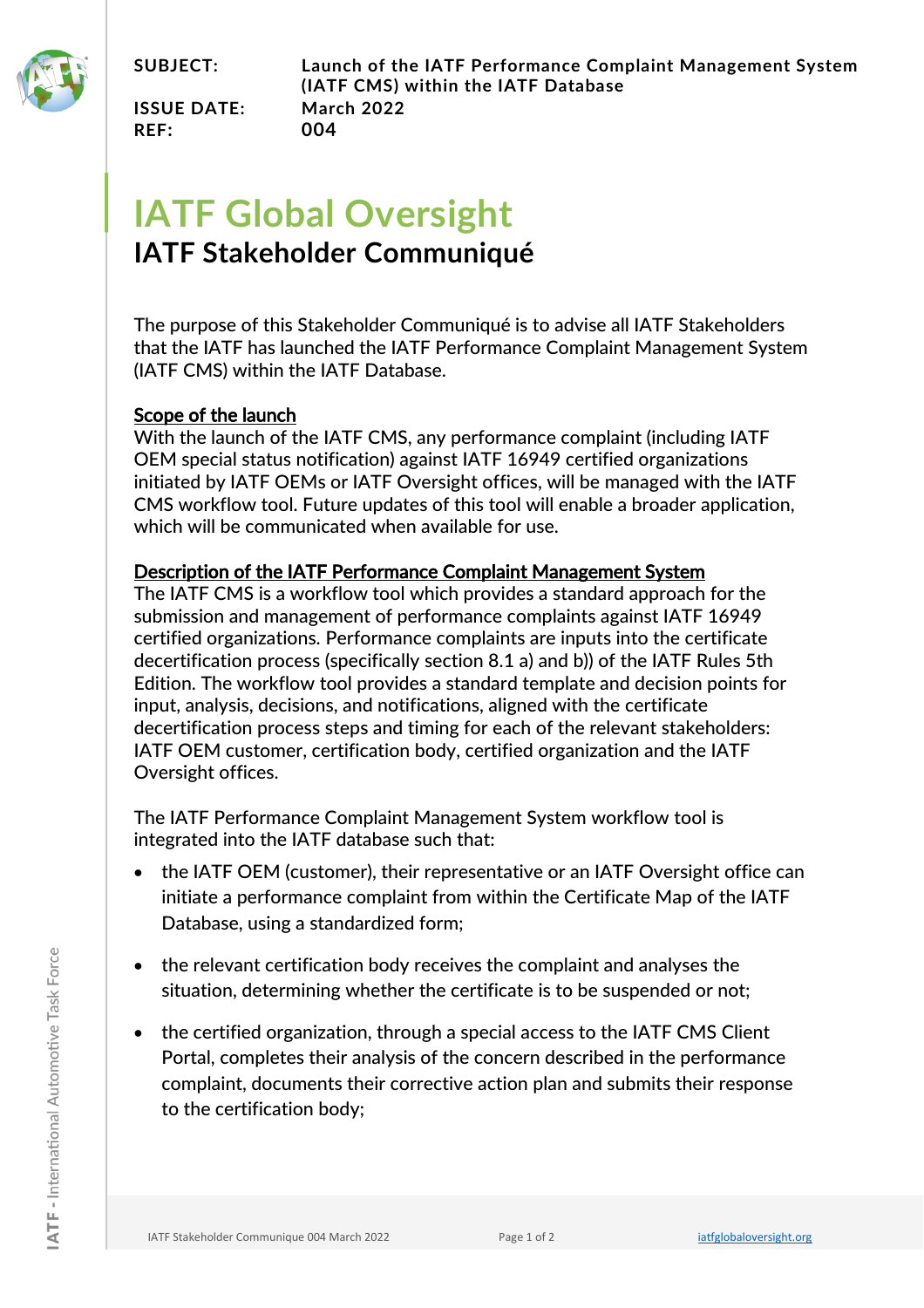**SUBJECT:** Launch of the IATF Performance Complaint Management System (IATF CMS) within the IATF Database

**ISSUE DATE:** March 2022

**REF:** 004

# IATF Global Oversight

## IATF Stakeholder Communiqué

The purpose of this Stakeholder Communiqué is to advise all IATF Stakeholders that the IATF has launched the IATF Performance Complaint Management System (IATF CMS) within the IATF Database.

**Scope of the launch**

With the launch of the IATF CMS, any performance complaint (including IATF OEM special status notification) against IATF 16949 certified organizations initiated by IATF OEMs or IATF Oversight offices, will be managed with the IATF CMS workflow tool. Future updates of this tool will enable a broader application, which will be communicated when available for use.

**Description of the IATF Performance Complaint Management System**

The IATF CMS is a workflow tool which provides a standard approach for the submission and management of performance complaints against IATF 16949 certified organizations. Performance complaints are inputs into the certificate decertification process (specifically section 8.1 a) and b)) of the IATF Rules 5th Edition. The workflow tool provides a standard template and decision points for input, analysis, decisions, and notifications, aligned with the certificate decertification process steps and timing for each of the relevant stakeholders: IATF OEM customer, certification body, certified organization and the IATF Oversight offices.

The IATF Performance Complaint Management System workflow tool is integrated into the IATF database such that:

- the IATF OEM (customer), their representative or an IATF Oversight office can initiate a performance complaint from within the Certificate Map of the IATF Database, using a standardized form;
- the relevant certification body receives the complaint and analyses the situation, determining whether the certificate is to be suspended or not;
- the certified organization, through a special access to the IATF CMS Client Portal, completes their analysis of the concern described in the performance complaint, documents their corrective action plan and submits their response to the certification body;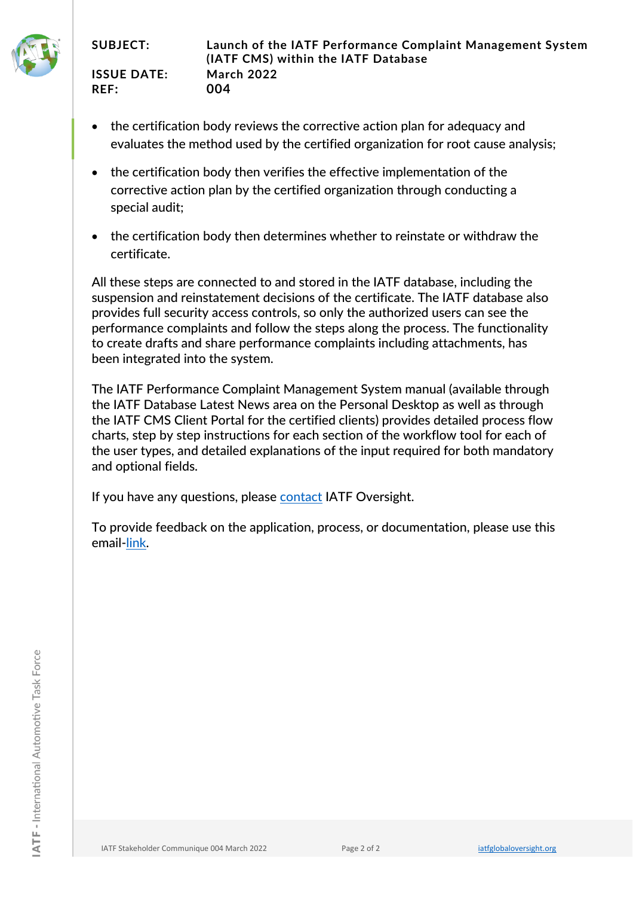- the certification body reviews the corrective action plan for adequacy and evaluates the method used by the certified organization for root cause analysis;
- the certification body then verifies the effective implementation of the corrective action plan by the certified organization through conducting a special audit;
- the certification body then determines whether to reinstate or withdraw the certificate.

All these steps are connected to and stored in the IATF database, including the suspension and reinstatement decisions of the certificate. The IATF database also provides full security access controls, so only the authorized users can see the performance complaints and follow the steps along the process. The functionality to create drafts and share performance complaints including attachments, has been integrated into the system.

The IATF Performance Complaint Management System manual (available through the IATF Database Latest News area on the Personal Desktop as well as through the IATF CMS Client Portal for the certified clients) provides detailed process flow charts, step by step instructions for each section of the workflow tool for each of the user types, and detailed explanations of the input required for both mandatory and optional fields.

If you have any questions, please contact IATF Oversight.

To provide feedback on the application, process, or documentation, please use this email-link.